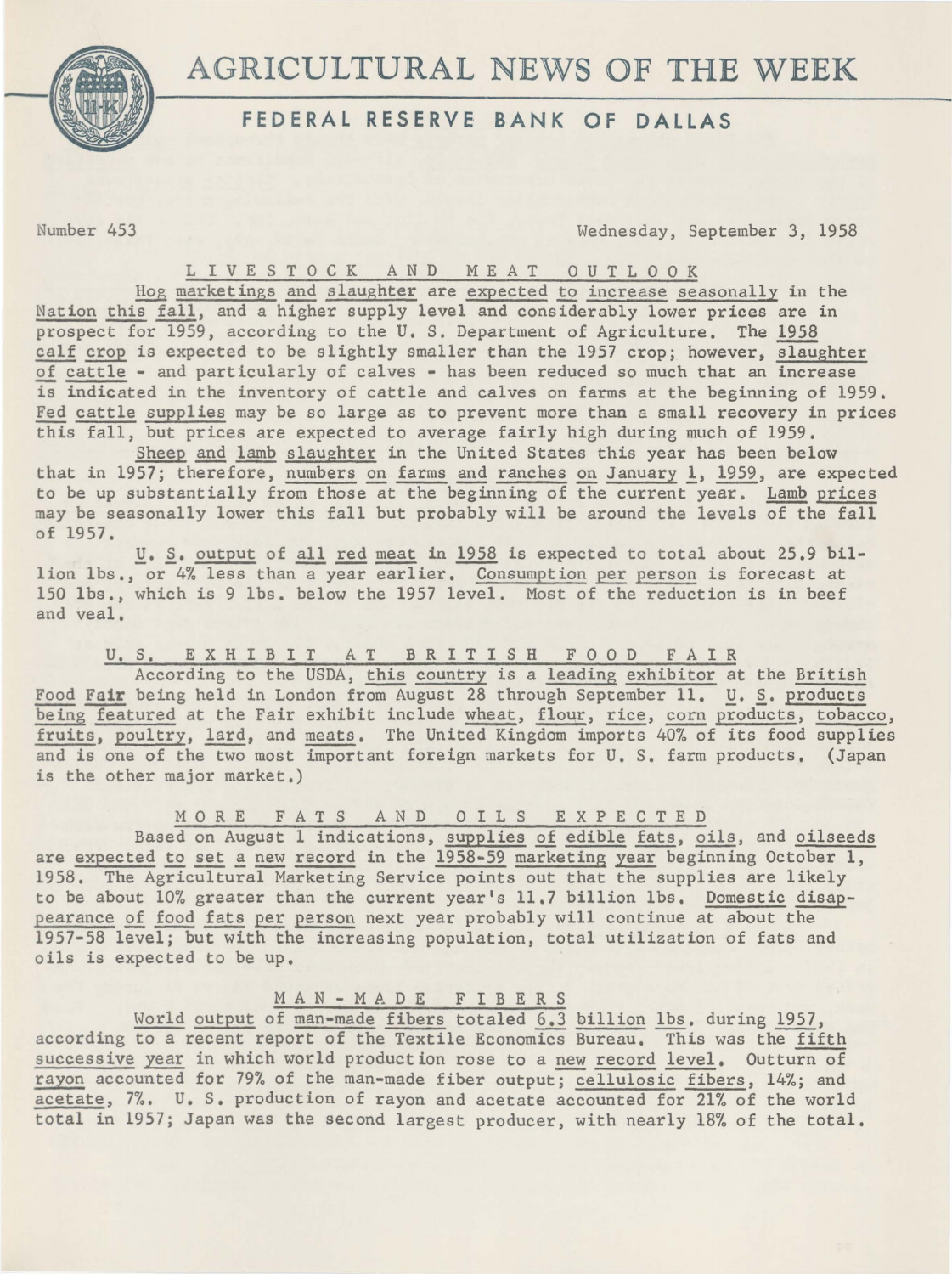# AGRICULTURAL NEWS OF THE WEEK

## FEDERAL RESERVE BANK OF DALLAS

Number 453 Wednesday, September 3, 1958

### LIVESTOCK AND MEAT OUTLOOK

Hog marketings and slaughter are expected to increase seasonally in the Nation this fall, and a higher supply level and considerably lower prices are in prospect for 1959, according to the U. S. Department of Agriculture. The 1958 calf crop is expected to be slightly smaller than the 1957 crop; however, slaughter of cattle - and particularly of calves - has been reduced so much that an increase is indicated in the inventory of cattle and calves on farms at the beginning of 1959. Fed cattle supplies may be so large as to prevent more than a small recovery in prices this fall, but prices are expected to average fairly high during much of 1959.

Sheep and lamb slaughter in the United States this year has been below that in 1957; therefore, numbers on farms and ranches on January 1, 1959, are expected to be up substantially from those at the beginning of the current year. Lamb prices may be seasonally lower this fall but probably will be around the levels of the fall of 1957.

U. S. output of all red meat in 1958 is expected to total about 25.9 billion lbs., or 4% less than a year earlier. Consumption per person is forecast at 150 lbs., which is 9 lbs. below the 1957 level. Most of the reduction is in beef and veal.

### U. S. EXHIBIT AT BRITISH FOOD FAIR

According to the USDA, this country is a leading exhibitor at the British Food Fair being held in London from August 28 through September 11. U. S. products being featured at the Fair exhibit include wheat, flour, rice, corn products, tobacco, fruits, poultry, lard, and meats. The United Kingdom imports 40% of its food supplies and is one of the two most important foreign markets for U. S. farm products. (Japan is the other major market.)

### MORE FATS AND OILS EXPECTED

Based on August 1 indications, supplies of edible fats, oils, and oilseeds are expected to set a new record in the 1958-59 marketing year beginning October 1, 1958. The Agricultural Marketing Service points out that the supplies are likely to be about 10% greater than the current year's 11.7 billion lbs. Domestic disappearance of food fats per person next year probably will continue at about the 1957-58 level; but with the increasing population, total utilization of fats and oils is expected to be up.

### MAN-MADE FIBERS

World output of man-made fibers totaled 6.3 billion lbs. during 1957, according to a recent report of the Textile Economics Bureau. This was the fifth successive year in which world production rose to a new record level. Outturn of rayon accounted for 79% of the man-made fiber output; cellulosic fibers, 14%; and acetate, 7%. U. S. production of rayon and acetate accounted for 21% of the world total in 1957; Japan was the second largest producer, with nearly 18% of the total.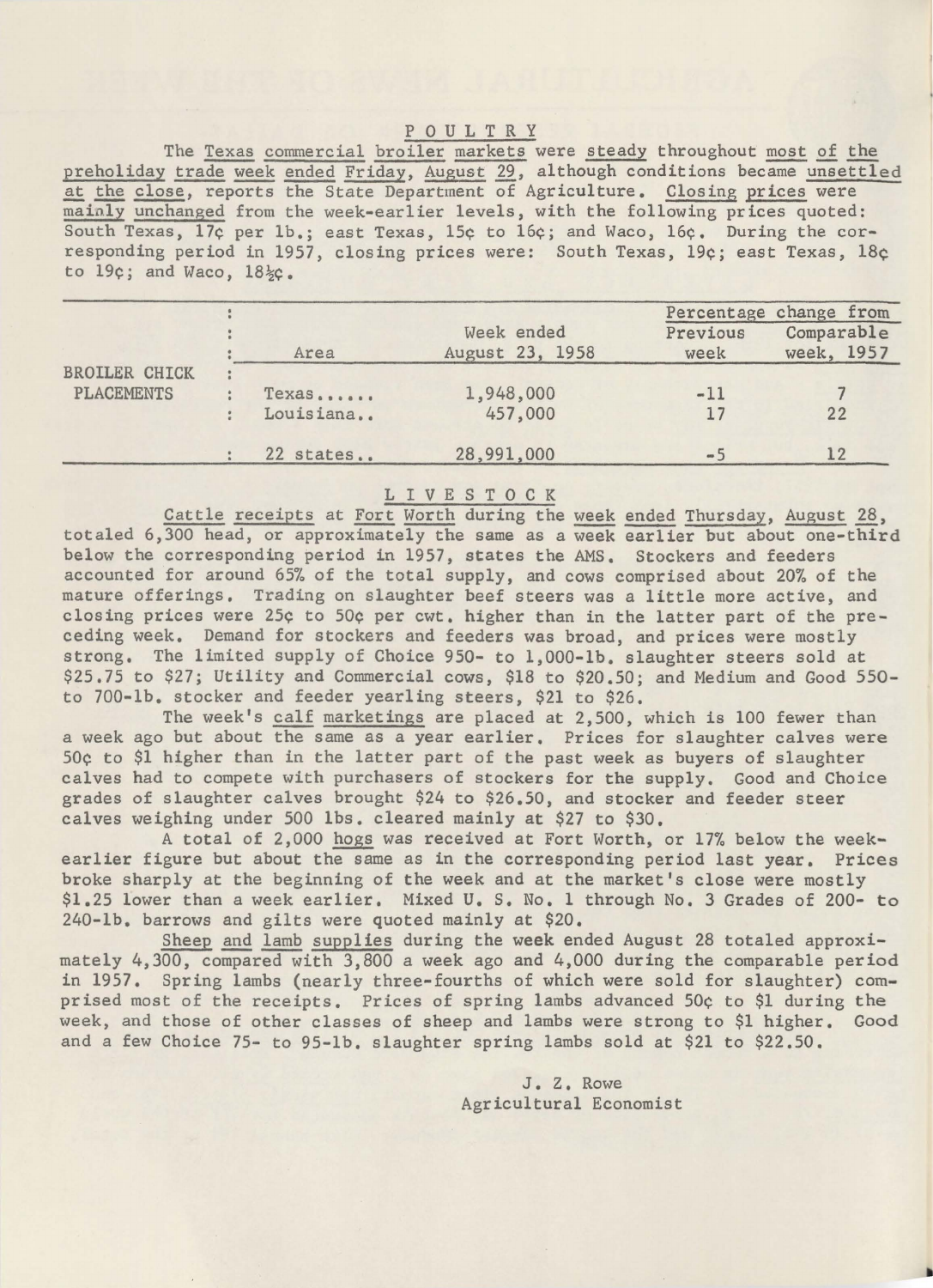## POULTRY

The Texas commercial broiler markets were steady throughout most of the preholiday trade week ended Friday, August 29, although conditions became unsettled at the close, reports the State Department of Agriculture. Closing prices were mainly unchanged from the week-earlier levels, with the following prices quoted: South Texas, 17¢ per lb.; east Texas, 15¢ to 16¢; and Waco, 16¢. During the corresponding period in 1957, closing prices were: South Texas, 19¢; east Texas, 18¢ to 19¢; and Waco, 18½¢.

| | Area | Week ended August 23, 1958 | Percentage change from Previous week | Comparable week, 1957 |
|---|---|---|---|---|
| BROILER CHICK PLACEMENTS | Texas...... | 1,948,000 | -11 | 7 |
| | Louisiana.. | 457,000 | 17 | 22 |
| | 22 states.. | 28,991,000 | -5 | 12 |

## LIVESTOCK

Cattle receipts at Fort Worth during the week ended Thursday, August 28, totaled 6,300 head, or approximately the same as a week earlier but about one-third below the corresponding period in 1957, states the AMS. Stockers and feeders accounted for around 65% of the total supply, and cows comprised about 20% of the mature offerings. Trading on slaughter beef steers was a little more active, and closing prices were 25¢ to 50¢ per cwt. higher than in the latter part of the preceding week. Demand for stockers and feeders was broad, and prices were mostly strong. The limited supply of Choice 950- to 1,000-lb. slaughter steers sold at \$25.75 to \$27; Utility and Commercial cows, \$18 to \$20.50; and Medium and Good 550- to 700-lb. stocker and feeder yearling steers, \$21 to \$26.

The week's calf marketings are placed at 2,500, which is 100 fewer than a week ago but about the same as a year earlier. Prices for slaughter calves were 50¢ to \$1 higher than in the latter part of the past week as buyers of slaughter calves had to compete with purchasers of stockers for the supply. Good and Choice grades of slaughter calves brought \$24 to \$26.50, and stocker and feeder steer calves weighing under 500 lbs. cleared mainly at \$27 to \$30.

A total of 2,000 hogs was received at Fort Worth, or 17% below the week-earlier figure but about the same as in the corresponding period last year. Prices broke sharply at the beginning of the week and at the market's close were mostly \$1.25 lower than a week earlier. Mixed U. S. No. 1 through No. 3 Grades of 200- to 240-lb. barrows and gilts were quoted mainly at \$20.

Sheep and lamb supplies during the week ended August 28 totaled approximately 4,300, compared with 3,800 a week ago and 4,000 during the comparable period in 1957. Spring lambs (nearly three-fourths of which were sold for slaughter) comprised most of the receipts. Prices of spring lambs advanced 50¢ to \$1 during the week, and those of other classes of sheep and lambs were strong to \$1 higher. Good and a few Choice 75- to 95-lb. slaughter spring lambs sold at \$21 to \$22.50.

J. Z. Rowe
Agricultural Economist